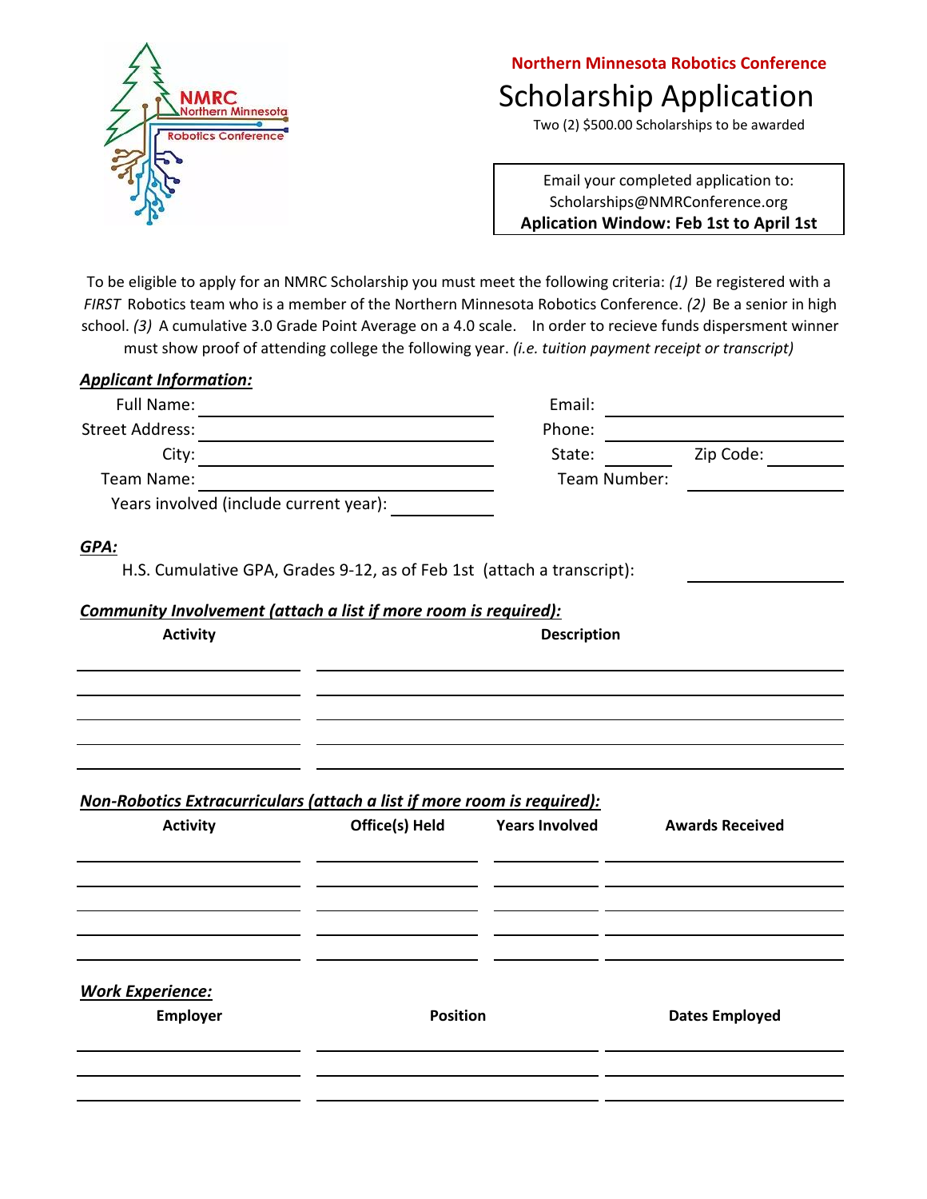**Northern Minnesota Robotics Conference**

# Scholarship Application

Two (2) $500.00 Scholarships to be awarded

Email your completed application to:
Scholarships@NMRConference.org
**Aplication Window: Feb 1st to April 1st**

To be eligible to apply for an NMRC Scholarship you must meet the following criteria: *(1)* Be registered with a *FIRST* Robotics team who is a member of the Northern Minnesota Robotics Conference. *(2)* Be a senior in high school. *(3)* A cumulative 3.0 Grade Point Average on a 4.0 scale. In order to recieve funds dispersment winner must show proof of attending college the following year. *(i.e. tuition payment receipt or transcript)*

***Applicant Information:***

Full Name: ______________________ Email: ______________________

Street Address: ______________________ Phone: ______________________

City: ______________________ State: ________ Zip Code: ________

Team Name: ______________________ Team Number: ________

Years involved (include current year): ________

***GPA:***

H.S. Cumulative GPA, Grades 9-12, as of Feb 1st (attach a transcript): ________

***Community Involvement (attach a list if more room is required):***

| Activity | Description |
|---|---|
| | |
| | |
| | |
| | |
| | |

***Non-Robotics Extracurriculars (attach a list if more room is required):***

| Activity | Office(s) Held | Years Involved | Awards Received |
|---|---|---|---|
| | | | |
| | | | |
| | | | |
| | | | |
| | | | |

***Work Experience:***

| Employer | Position | Dates Employed |
|---|---|---|
| | | |
| | | |
| | | |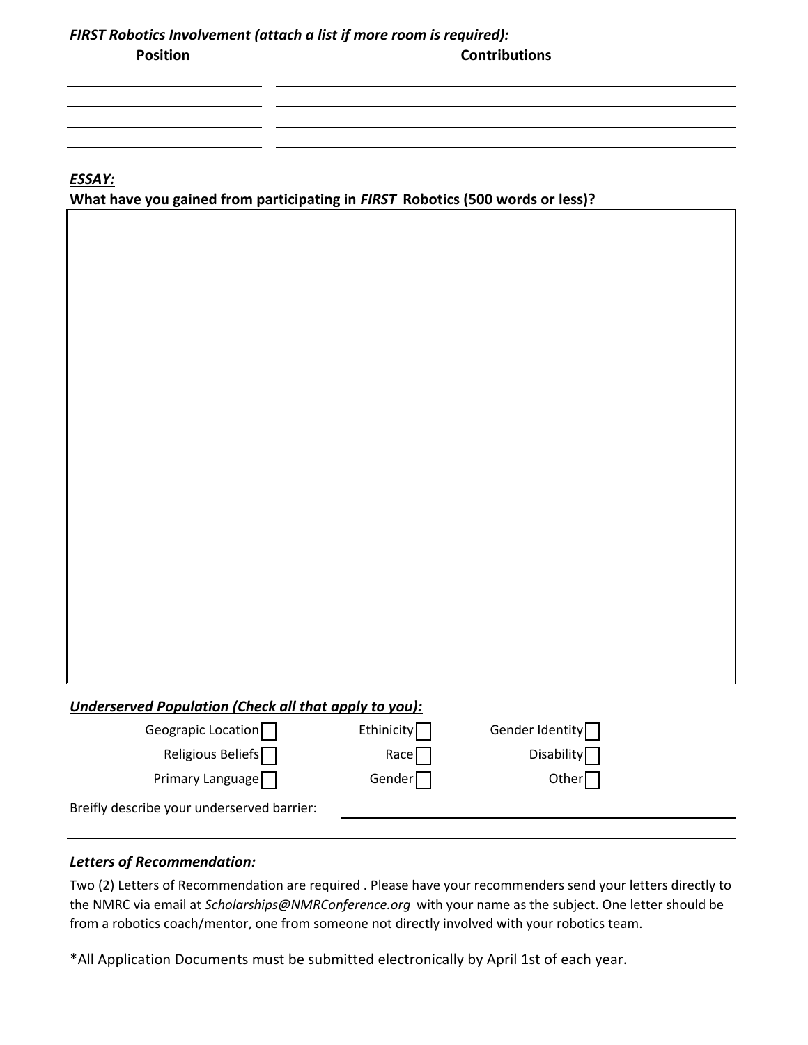***FIRST Robotics Involvement (attach a list if more room is required):***

| Position | Contributions |
| --- | --- |
| | |
| | |
| | |
| | |

***ESSAY:***

**What have you gained from participating in *FIRST* Robotics (500 words or less)?**

***Underserved Population (Check all that apply to you):***

Geograpic Location ☐ Ethinicity ☐ Gender Identity ☐

Religious Beliefs ☐ Race ☐ Disability ☐

Primary Language ☐ Gender ☐ Other ☐

Breifly describe your underserved barrier:

***Letters of Recommendation:***

Two (2) Letters of Recommendation are required . Please have your recommenders send your letters directly to the NMRC via email at *Scholarships@NMRConference.org* with your name as the subject. One letter should be from a robotics coach/mentor, one from someone not directly involved with your robotics team.

*All Application Documents must be submitted electronically by April 1st of each year.